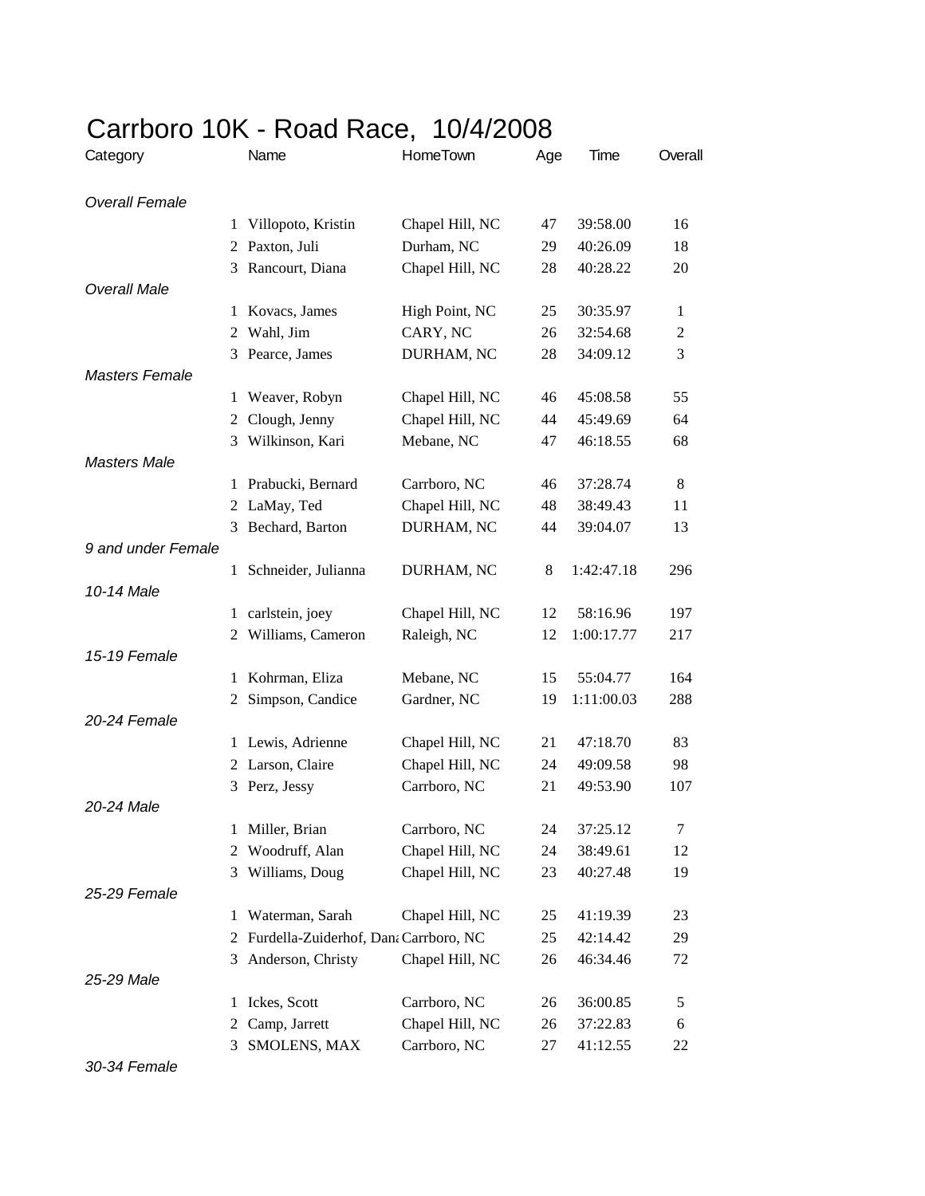# Carrboro 10K - Road Race, 10/4/2008

| Category | | Name | HomeTown | Age | Time | Overall |
|---|---|---|---|---|---|---|
| *Overall Female* | | | | | | |
| | 1 | Villopoto, Kristin | Chapel Hill, NC | 47 | 39:58.00 | 16 |
| | 2 | Paxton, Juli | Durham, NC | 29 | 40:26.09 | 18 |
| | 3 | Rancourt, Diana | Chapel Hill, NC | 28 | 40:28.22 | 20 |
| *Overall Male* | | | | | | |
| | 1 | Kovacs, James | High Point, NC | 25 | 30:35.97 | 1 |
| | 2 | Wahl, Jim | CARY, NC | 26 | 32:54.68 | 2 |
| | 3 | Pearce, James | DURHAM, NC | 28 | 34:09.12 | 3 |
| *Masters Female* | | | | | | |
| | 1 | Weaver, Robyn | Chapel Hill, NC | 46 | 45:08.58 | 55 |
| | 2 | Clough, Jenny | Chapel Hill, NC | 44 | 45:49.69 | 64 |
| | 3 | Wilkinson, Kari | Mebane, NC | 47 | 46:18.55 | 68 |
| *Masters Male* | | | | | | |
| | 1 | Prabucki, Bernard | Carrboro, NC | 46 | 37:28.74 | 8 |
| | 2 | LaMay, Ted | Chapel Hill, NC | 48 | 38:49.43 | 11 |
| | 3 | Bechard, Barton | DURHAM, NC | 44 | 39:04.07 | 13 |
| *9 and under Female* | | | | | | |
| | 1 | Schneider, Julianna | DURHAM, NC | 8 | 1:42:47.18 | 296 |
| *10-14 Male* | | | | | | |
| | 1 | carlstein, joey | Chapel Hill, NC | 12 | 58:16.96 | 197 |
| | 2 | Williams, Cameron | Raleigh, NC | 12 | 1:00:17.77 | 217 |
| *15-19 Female* | | | | | | |
| | 1 | Kohrman, Eliza | Mebane, NC | 15 | 55:04.77 | 164 |
| | 2 | Simpson, Candice | Gardner, NC | 19 | 1:11:00.03 | 288 |
| *20-24 Female* | | | | | | |
| | 1 | Lewis, Adrienne | Chapel Hill, NC | 21 | 47:18.70 | 83 |
| | 2 | Larson, Claire | Chapel Hill, NC | 24 | 49:09.58 | 98 |
| | 3 | Perz, Jessy | Carrboro, NC | 21 | 49:53.90 | 107 |
| *20-24 Male* | | | | | | |
| | 1 | Miller, Brian | Carrboro, NC | 24 | 37:25.12 | 7 |
| | 2 | Woodruff, Alan | Chapel Hill, NC | 24 | 38:49.61 | 12 |
| | 3 | Williams, Doug | Chapel Hill, NC | 23 | 40:27.48 | 19 |
| *25-29 Female* | | | | | | |
| | 1 | Waterman, Sarah | Chapel Hill, NC | 25 | 41:19.39 | 23 |
| | 2 | Furdella-Zuiderhof, Dana | Carrboro, NC | 25 | 42:14.42 | 29 |
| | 3 | Anderson, Christy | Chapel Hill, NC | 26 | 46:34.46 | 72 |
| *25-29 Male* | | | | | | |
| | 1 | Ickes, Scott | Carrboro, NC | 26 | 36:00.85 | 5 |
| | 2 | Camp, Jarrett | Chapel Hill, NC | 26 | 37:22.83 | 6 |
| | 3 | SMOLENS, MAX | Carrboro, NC | 27 | 41:12.55 | 22 |
| *30-34 Female* | | | | | | |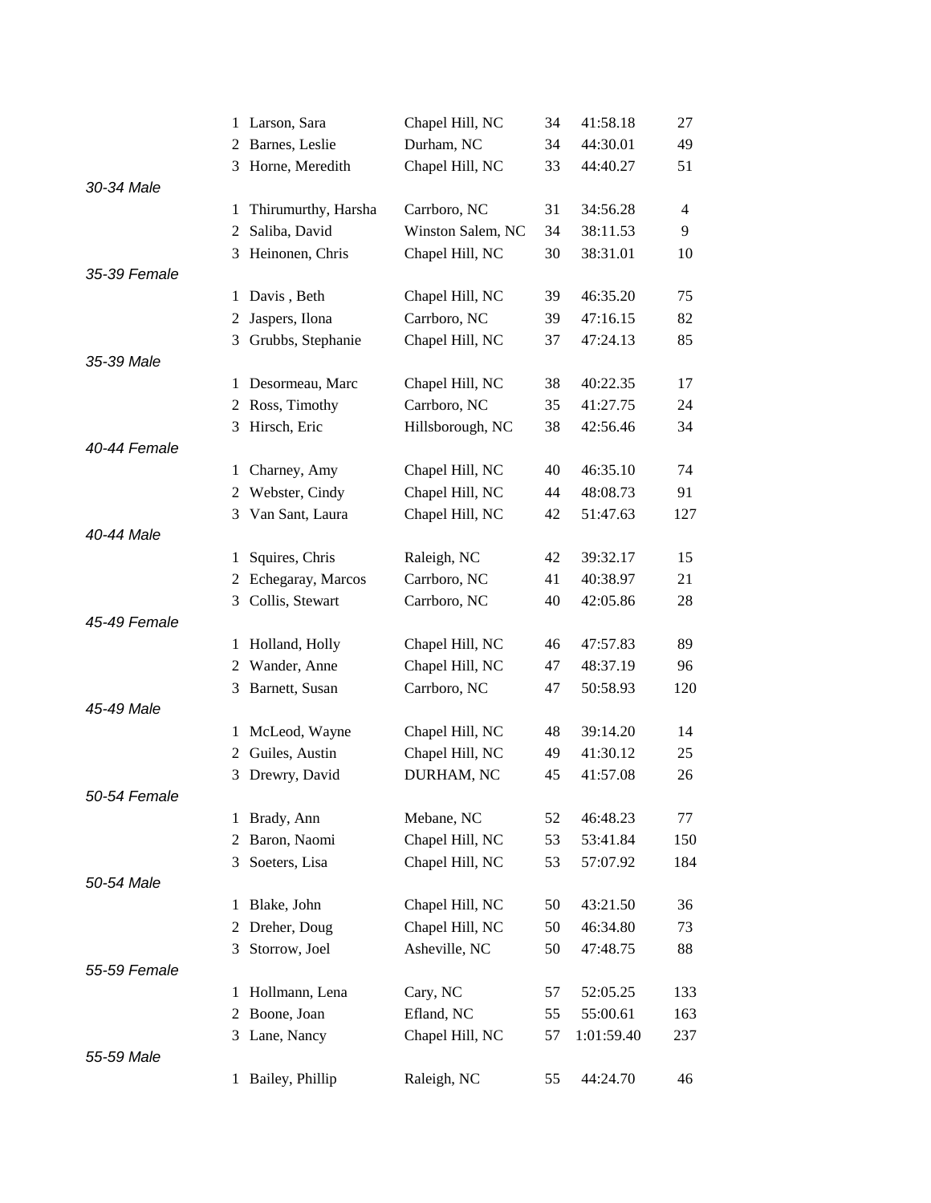| | Name | City | Age | Time | Overall |
|---|---|---|---|---|---|
| 1 | Larson, Sara | Chapel Hill, NC | 34 | 41:58.18 | 27 |
| 2 | Barnes, Leslie | Durham, NC | 34 | 44:30.01 | 49 |
| 3 | Horne, Meredith | Chapel Hill, NC | 33 | 44:40.27 | 51 |

*30-34 Male*

| | Name | City | Age | Time | Overall |
|---|---|---|---|---|---|
| 1 | Thirumurthy, Harsha | Carrboro, NC | 31 | 34:56.28 | 4 |
| 2 | Saliba, David | Winston Salem, NC | 34 | 38:11.53 | 9 |
| 3 | Heinonen, Chris | Chapel Hill, NC | 30 | 38:31.01 | 10 |

*35-39 Female*

| | Name | City | Age | Time | Overall |
|---|---|---|---|---|---|
| 1 | Davis , Beth | Chapel Hill, NC | 39 | 46:35.20 | 75 |
| 2 | Jaspers, Ilona | Carrboro, NC | 39 | 47:16.15 | 82 |
| 3 | Grubbs, Stephanie | Chapel Hill, NC | 37 | 47:24.13 | 85 |

*35-39 Male*

| | Name | City | Age | Time | Overall |
|---|---|---|---|---|---|
| 1 | Desormeau, Marc | Chapel Hill, NC | 38 | 40:22.35 | 17 |
| 2 | Ross, Timothy | Carrboro, NC | 35 | 41:27.75 | 24 |
| 3 | Hirsch, Eric | Hillsborough, NC | 38 | 42:56.46 | 34 |

*40-44 Female*

| | Name | City | Age | Time | Overall |
|---|---|---|---|---|---|
| 1 | Charney, Amy | Chapel Hill, NC | 40 | 46:35.10 | 74 |
| 2 | Webster, Cindy | Chapel Hill, NC | 44 | 48:08.73 | 91 |
| 3 | Van Sant, Laura | Chapel Hill, NC | 42 | 51:47.63 | 127 |

*40-44 Male*

| | Name | City | Age | Time | Overall |
|---|---|---|---|---|---|
| 1 | Squires, Chris | Raleigh, NC | 42 | 39:32.17 | 15 |
| 2 | Echegaray, Marcos | Carrboro, NC | 41 | 40:38.97 | 21 |
| 3 | Collis, Stewart | Carrboro, NC | 40 | 42:05.86 | 28 |

*45-49 Female*

| | Name | City | Age | Time | Overall |
|---|---|---|---|---|---|
| 1 | Holland, Holly | Chapel Hill, NC | 46 | 47:57.83 | 89 |
| 2 | Wander, Anne | Chapel Hill, NC | 47 | 48:37.19 | 96 |
| 3 | Barnett, Susan | Carrboro, NC | 47 | 50:58.93 | 120 |

*45-49 Male*

| | Name | City | Age | Time | Overall |
|---|---|---|---|---|---|
| 1 | McLeod, Wayne | Chapel Hill, NC | 48 | 39:14.20 | 14 |
| 2 | Guiles, Austin | Chapel Hill, NC | 49 | 41:30.12 | 25 |
| 3 | Drewry, David | DURHAM, NC | 45 | 41:57.08 | 26 |

*50-54 Female*

| | Name | City | Age | Time | Overall |
|---|---|---|---|---|---|
| 1 | Brady, Ann | Mebane, NC | 52 | 46:48.23 | 77 |
| 2 | Baron, Naomi | Chapel Hill, NC | 53 | 53:41.84 | 150 |
| 3 | Soeters, Lisa | Chapel Hill, NC | 53 | 57:07.92 | 184 |

*50-54 Male*

| | Name | City | Age | Time | Overall |
|---|---|---|---|---|---|
| 1 | Blake, John | Chapel Hill, NC | 50 | 43:21.50 | 36 |
| 2 | Dreher, Doug | Chapel Hill, NC | 50 | 46:34.80 | 73 |
| 3 | Storrow, Joel | Asheville, NC | 50 | 47:48.75 | 88 |

*55-59 Female*

| | Name | City | Age | Time | Overall |
|---|---|---|---|---|---|
| 1 | Hollmann, Lena | Cary, NC | 57 | 52:05.25 | 133 |
| 2 | Boone, Joan | Efland, NC | 55 | 55:00.61 | 163 |
| 3 | Lane, Nancy | Chapel Hill, NC | 57 | 1:01:59.40 | 237 |

*55-59 Male*

| | Name | City | Age | Time | Overall |
|---|---|---|---|---|---|
| 1 | Bailey, Phillip | Raleigh, NC | 55 | 44:24.70 | 46 |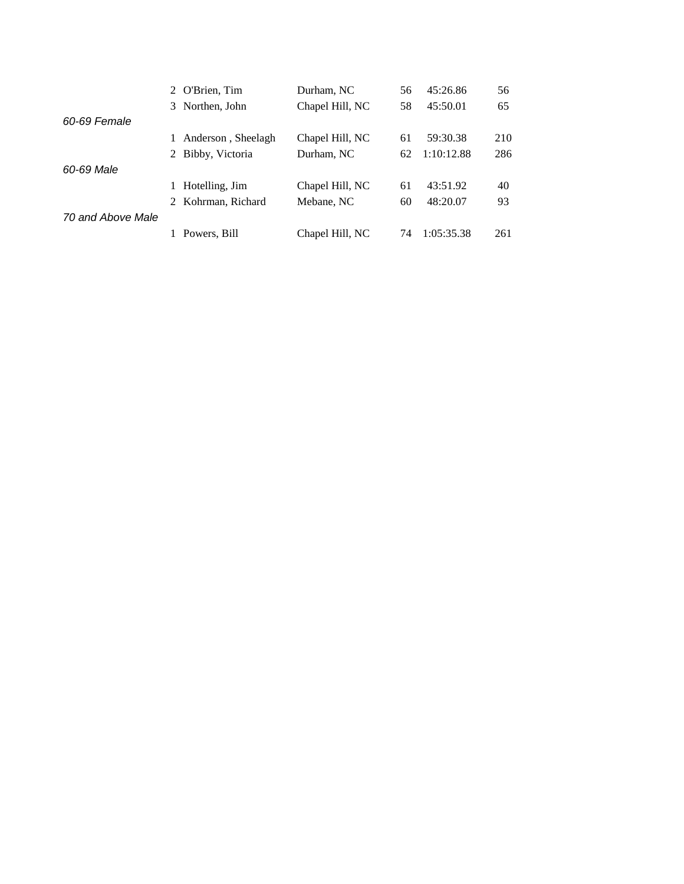| | | | | | | |
|---|---|---|---|---|---|---|
| | 2 | O'Brien, Tim | Durham, NC | 56 | 45:26.86 | 56 |
| | 3 | Northen, John | Chapel Hill, NC | 58 | 45:50.01 | 65 |
| *60-69 Female* | | | | | | |
| | 1 | Anderson , Sheelagh | Chapel Hill, NC | 61 | 59:30.38 | 210 |
| | 2 | Bibby, Victoria | Durham, NC | 62 | 1:10:12.88 | 286 |
| *60-69 Male* | | | | | | |
| | 1 | Hotelling, Jim | Chapel Hill, NC | 61 | 43:51.92 | 40 |
| | 2 | Kohrman, Richard | Mebane, NC | 60 | 48:20.07 | 93 |
| *70 and Above Male* | | | | | | |
| | 1 | Powers, Bill | Chapel Hill, NC | 74 | 1:05:35.38 | 261 |